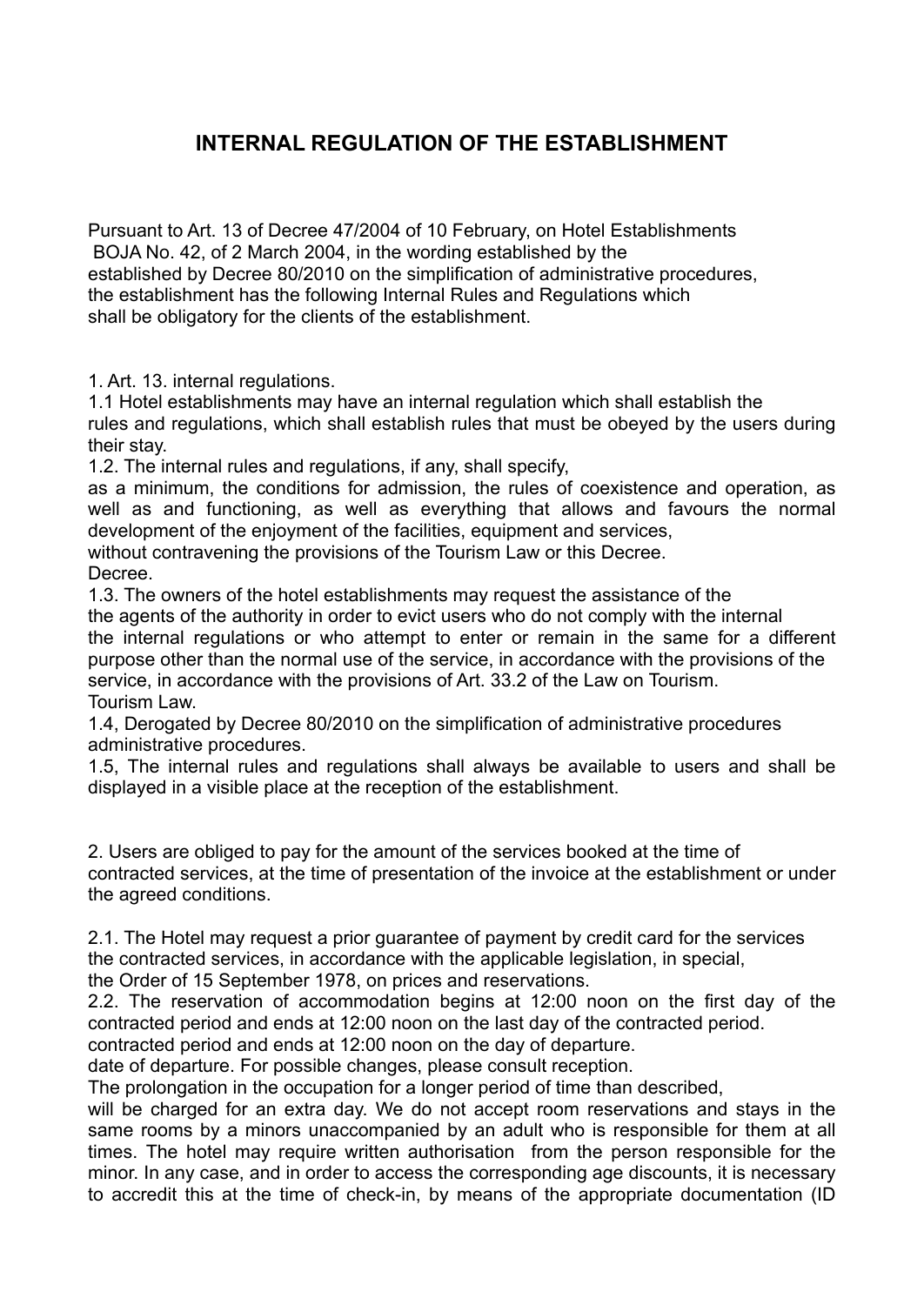# INTERNAL REGULATION OF THE ESTABLISHMENT

Pursuant to Art. 13 of Decree 47/2004 of 10 February, on Hotel Establishments BOJA No. 42, of 2 March 2004, in the wording established by the established by Decree 80/2010 on the simplification of administrative procedures, the establishment has the following Internal Rules and Regulations which shall be obligatory for the clients of the establishment.

1. Art. 13. internal regulations.

1.1 Hotel establishments may have an internal regulation which shall establish the rules and regulations, which shall establish rules that must be obeyed by the users during their stay.

1.2. The internal rules and regulations, if any, shall specify, as a minimum, the conditions for admission, the rules of coexistence and operation, as well as and functioning, as well as everything that allows and favours the normal development of the enjoyment of the facilities, equipment and services, without contravening the provisions of the Tourism Law or this Decree. Decree.

1.3. The owners of the hotel establishments may request the assistance of the the agents of the authority in order to evict users who do not comply with the internal the internal regulations or who attempt to enter or remain in the same for a different purpose other than the normal use of the service, in accordance with the provisions of the service, in accordance with the provisions of Art. 33.2 of the Law on Tourism. Tourism Law.

1.4, Derogated by Decree 80/2010 on the simplification of administrative procedures administrative procedures.

1.5, The internal rules and regulations shall always be available to users and shall be displayed in a visible place at the reception of the establishment.

2. Users are obliged to pay for the amount of the services booked at the time of contracted services, at the time of presentation of the invoice at the establishment or under the agreed conditions.

2.1. The Hotel may request a prior guarantee of payment by credit card for the services the contracted services, in accordance with the applicable legislation, in special, the Order of 15 September 1978, on prices and reservations.

2.2. The reservation of accommodation begins at 12:00 noon on the first day of the contracted period and ends at 12:00 noon on the last day of the contracted period. contracted period and ends at 12:00 noon on the day of departure. date of departure. For possible changes, please consult reception.

The prolongation in the occupation for a longer period of time than described, will be charged for an extra day. We do not accept room reservations and stays in the same rooms by a minors unaccompanied by an adult who is responsible for them at all times. The hotel may require written authorisation from the person responsible for the minor. In any case, and in order to access the corresponding age discounts, it is necessary to accredit this at the time of check-in, by means of the appropriate documentation (ID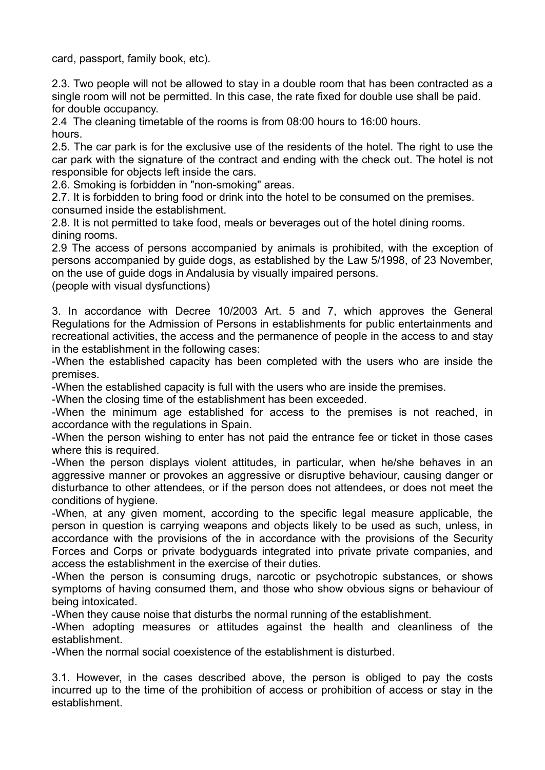card, passport, family book, etc).

2.3. Two people will not be allowed to stay in a double room that has been contracted as a single room will not be permitted. In this case, the rate fixed for double use shall be paid. for double occupancy.

2.4 The cleaning timetable of the rooms is from 08:00 hours to 16:00 hours. hours.

2.5. The car park is for the exclusive use of the residents of the hotel. The right to use the car park with the signature of the contract and ending with the check out. The hotel is not responsible for objects left inside the cars.

2.6. Smoking is forbidden in "non-smoking" areas.

2.7. It is forbidden to bring food or drink into the hotel to be consumed on the premises. consumed inside the establishment.

2.8. It is not permitted to take food, meals or beverages out of the hotel dining rooms. dining rooms.

2.9 The access of persons accompanied by animals is prohibited, with the exception of persons accompanied by guide dogs, as established by the Law 5/1998, of 23 November, on the use of guide dogs in Andalusia by visually impaired persons. (people with visual dysfunctions)

3. In accordance with Decree 10/2003 Art. 5 and 7, which approves the General Regulations for the Admission of Persons in establishments for public entertainments and recreational activities, the access and the permanence of people in the access to and stay in the establishment in the following cases:

-When the established capacity has been completed with the users who are inside the premises.

-When the established capacity is full with the users who are inside the premises.

-When the closing time of the establishment has been exceeded.

-When the minimum age established for access to the premises is not reached, in accordance with the regulations in Spain.

-When the person wishing to enter has not paid the entrance fee or ticket in those cases where this is required.

-When the person displays violent attitudes, in particular, when he/she behaves in an aggressive manner or provokes an aggressive or disruptive behaviour, causing danger or disturbance to other attendees, or if the person does not attendees, or does not meet the conditions of hygiene.

-When, at any given moment, according to the specific legal measure applicable, the person in question is carrying weapons and objects likely to be used as such, unless, in accordance with the provisions of the in accordance with the provisions of the Security Forces and Corps or private bodyguards integrated into private private companies, and access the establishment in the exercise of their duties.

-When the person is consuming drugs, narcotic or psychotropic substances, or shows symptoms of having consumed them, and those who show obvious signs or behaviour of being intoxicated.

-When they cause noise that disturbs the normal running of the establishment.

-When adopting measures or attitudes against the health and cleanliness of the establishment.

-When the normal social coexistence of the establishment is disturbed.

3.1. However, in the cases described above, the person is obliged to pay the costs incurred up to the time of the prohibition of access or prohibition of access or stay in the establishment.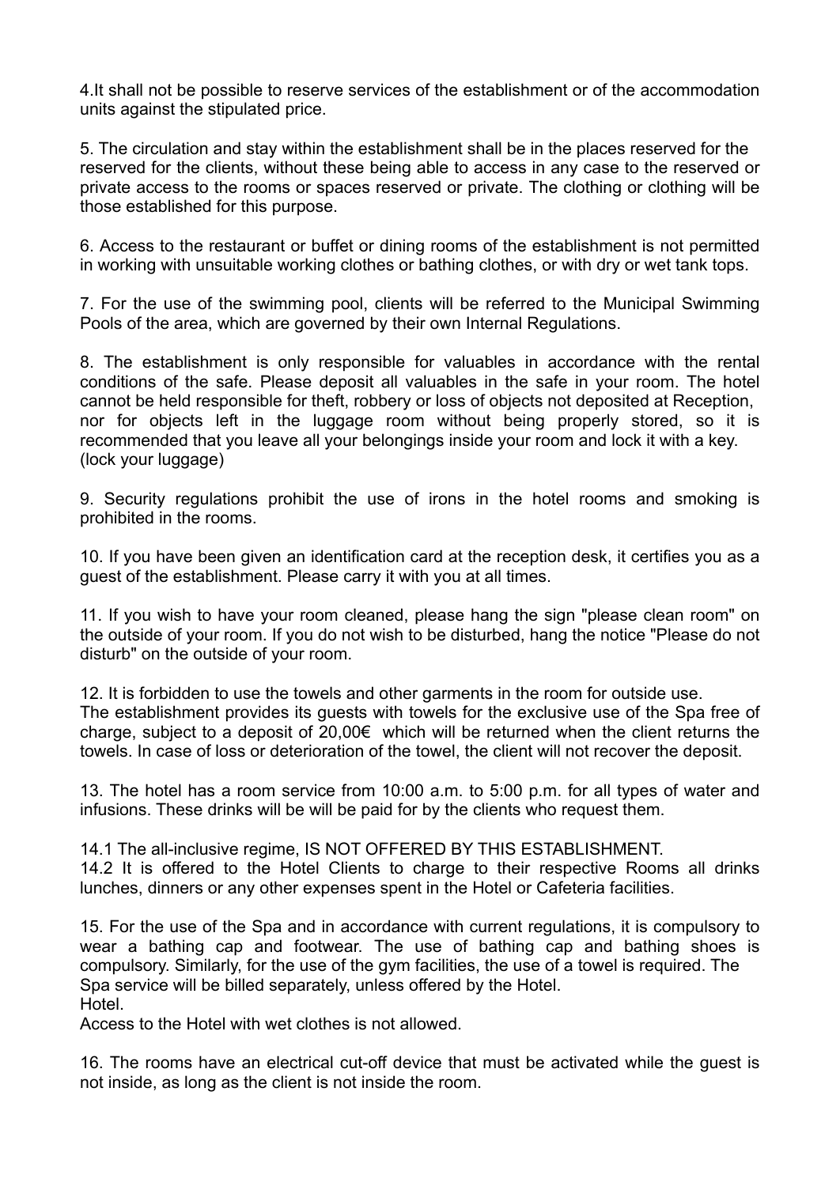4.It shall not be possible to reserve services of the establishment or of the accommodation units against the stipulated price.

5. The circulation and stay within the establishment shall be in the places reserved for the reserved for the clients, without these being able to access in any case to the reserved or private access to the rooms or spaces reserved or private. The clothing or clothing will be those established for this purpose.

6. Access to the restaurant or buffet or dining rooms of the establishment is not permitted in working with unsuitable working clothes or bathing clothes, or with dry or wet tank tops.

7. For the use of the swimming pool, clients will be referred to the Municipal Swimming Pools of the area, which are governed by their own Internal Regulations.

8. The establishment is only responsible for valuables in accordance with the rental conditions of the safe. Please deposit all valuables in the safe in your room. The hotel cannot be held responsible for theft, robbery or loss of objects not deposited at Reception, nor for objects left in the luggage room without being properly stored, so it is recommended that you leave all your belongings inside your room and lock it with a key. (lock your luggage)

9. Security regulations prohibit the use of irons in the hotel rooms and smoking is prohibited in the rooms.

10. If you have been given an identification card at the reception desk, it certifies you as a guest of the establishment. Please carry it with you at all times.

11. If you wish to have your room cleaned, please hang the sign "please clean room" on the outside of your room. If you do not wish to be disturbed, hang the notice "Please do not disturb" on the outside of your room.

12. It is forbidden to use the towels and other garments in the room for outside use.
The establishment provides its guests with towels for the exclusive use of the Spa free of charge, subject to a deposit of 20,00€ which will be returned when the client returns the towels. In case of loss or deterioration of the towel, the client will not recover the deposit.

13. The hotel has a room service from 10:00 a.m. to 5:00 p.m. for all types of water and infusions. These drinks will be will be paid for by the clients who request them.

14.1 The all-inclusive regime, IS NOT OFFERED BY THIS ESTABLISHMENT.
14.2 It is offered to the Hotel Clients to charge to their respective Rooms all drinks lunches, dinners or any other expenses spent in the Hotel or Cafeteria facilities.

15. For the use of the Spa and in accordance with current regulations, it is compulsory to wear a bathing cap and footwear. The use of bathing cap and bathing shoes is compulsory. Similarly, for the use of the gym facilities, the use of a towel is required. The Spa service will be billed separately, unless offered by the Hotel.
Hotel.
Access to the Hotel with wet clothes is not allowed.

16. The rooms have an electrical cut-off device that must be activated while the guest is not inside, as long as the client is not inside the room.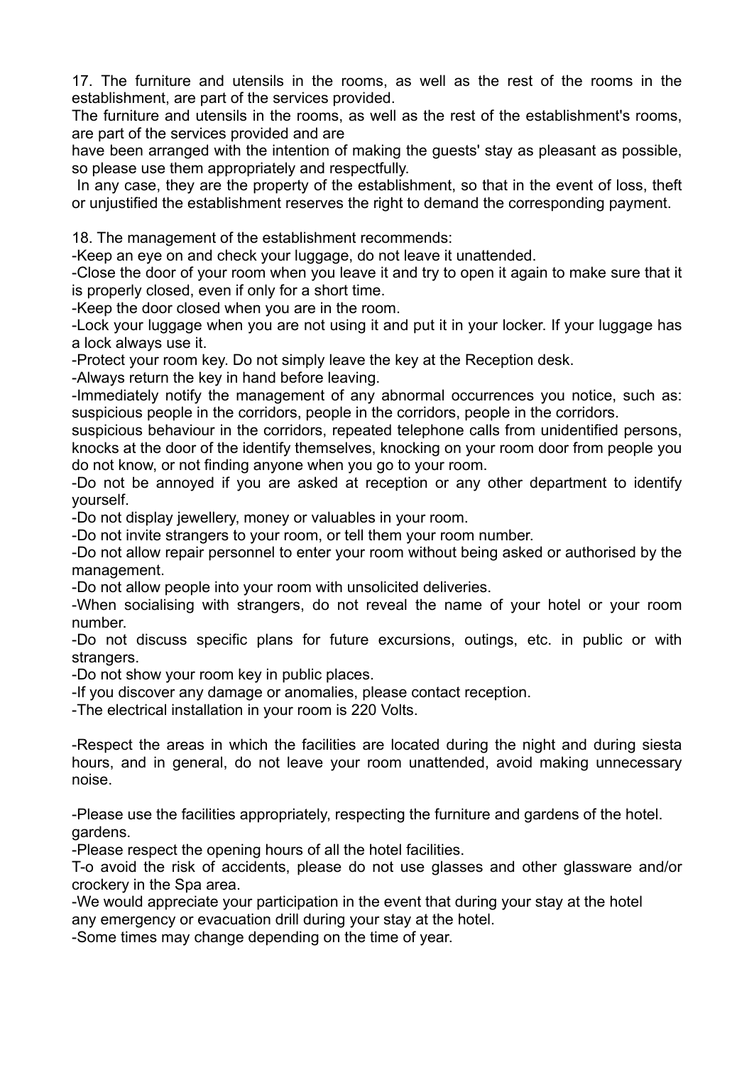17. The furniture and utensils in the rooms, as well as the rest of the rooms in the establishment, are part of the services provided.

The furniture and utensils in the rooms, as well as the rest of the establishment's rooms, are part of the services provided and are
have been arranged with the intention of making the guests' stay as pleasant as possible, so please use them appropriately and respectfully.

In any case, they are the property of the establishment, so that in the event of loss, theft or unjustified the establishment reserves the right to demand the corresponding payment.

18. The management of the establishment recommends:

-Keep an eye on and check your luggage, do not leave it unattended.
-Close the door of your room when you leave it and try to open it again to make sure that it is properly closed, even if only for a short time.
-Keep the door closed when you are in the room.
-Lock your luggage when you are not using it and put it in your locker. If your luggage has a lock always use it.
-Protect your room key. Do not simply leave the key at the Reception desk.
-Always return the key in hand before leaving.
-Immediately notify the management of any abnormal occurrences you notice, such as: suspicious people in the corridors, people in the corridors, people in the corridors.
suspicious behaviour in the corridors, repeated telephone calls from unidentified persons, knocks at the door of the identify themselves, knocking on your room door from people you do not know, or not finding anyone when you go to your room.
-Do not be annoyed if you are asked at reception or any other department to identify yourself.
-Do not display jewellery, money or valuables in your room.
-Do not invite strangers to your room, or tell them your room number.
-Do not allow repair personnel to enter your room without being asked or authorised by the management.
-Do not allow people into your room with unsolicited deliveries.
-When socialising with strangers, do not reveal the name of your hotel or your room number.
-Do not discuss specific plans for future excursions, outings, etc. in public or with strangers.
-Do not show your room key in public places.
-If you discover any damage or anomalies, please contact reception.
-The electrical installation in your room is 220 Volts.

-Respect the areas in which the facilities are located during the night and during siesta hours, and in general, do not leave your room unattended, avoid making unnecessary noise.

-Please use the facilities appropriately, respecting the furniture and gardens of the hotel. gardens.
-Please respect the opening hours of all the hotel facilities.
T-o avoid the risk of accidents, please do not use glasses and other glassware and/or crockery in the Spa area.
-We would appreciate your participation in the event that during your stay at the hotel any emergency or evacuation drill during your stay at the hotel.
-Some times may change depending on the time of year.